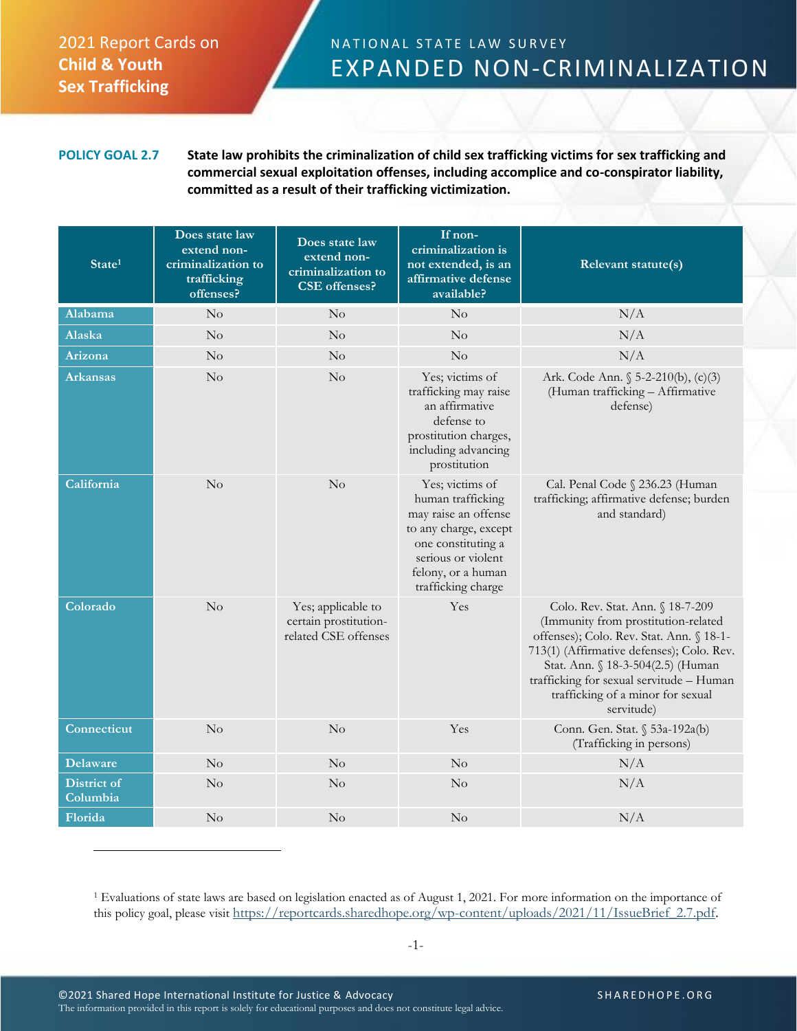2021 Report Cards on **Child & Youth Sex Trafficking**

# NATIONAL STATE LAW SURVEY
# EXPANDED NON-CRIMINALIZATION

**POLICY GOAL 2.7** **State law prohibits the criminalization of child sex trafficking victims for sex trafficking and commercial sexual exploitation offenses, including accomplice and co-conspirator liability, committed as a result of their trafficking victimization.**

| State[1] | Does state law extend non-criminalization to trafficking offenses? | Does state law extend non-criminalization to CSE offenses? | If non-criminalization is not extended, is an affirmative defense available? | Relevant statute(s) |
|---|---|---|---|---|
| Alabama | No | No | No | N/A |
| Alaska | No | No | No | N/A |
| Arizona | No | No | No | N/A |
| Arkansas | No | No | Yes; victims of trafficking may raise an affirmative defense to prostitution charges, including advancing prostitution | Ark. Code Ann. § 5-2-210(b), (c)(3) (Human trafficking – Affirmative defense) |
| California | No | No | Yes; victims of human trafficking may raise an offense to any charge, except one constituting a serious or violent felony, or a human trafficking charge | Cal. Penal Code § 236.23 (Human trafficking; affirmative defense; burden and standard) |
| Colorado | No | Yes; applicable to certain prostitution-related CSE offenses | Yes | Colo. Rev. Stat. Ann. § 18-7-209 (Immunity from prostitution-related offenses); Colo. Rev. Stat. Ann. § 18-1-713(1) (Affirmative defenses); Colo. Rev. Stat. Ann. § 18-3-504(2.5) (Human trafficking for sexual servitude – Human trafficking of a minor for sexual servitude) |
| Connecticut | No | No | Yes | Conn. Gen. Stat. § 53a-192a(b) (Trafficking in persons) |
| Delaware | No | No | No | N/A |
| District of Columbia | No | No | No | N/A |
| Florida | No | No | No | N/A |

[1] Evaluations of state laws are based on legislation enacted as of August 1, 2021. For more information on the importance of this policy goal, please visit https://reportcards.sharedhope.org/wp-content/uploads/2021/11/IssueBrief_2.7.pdf.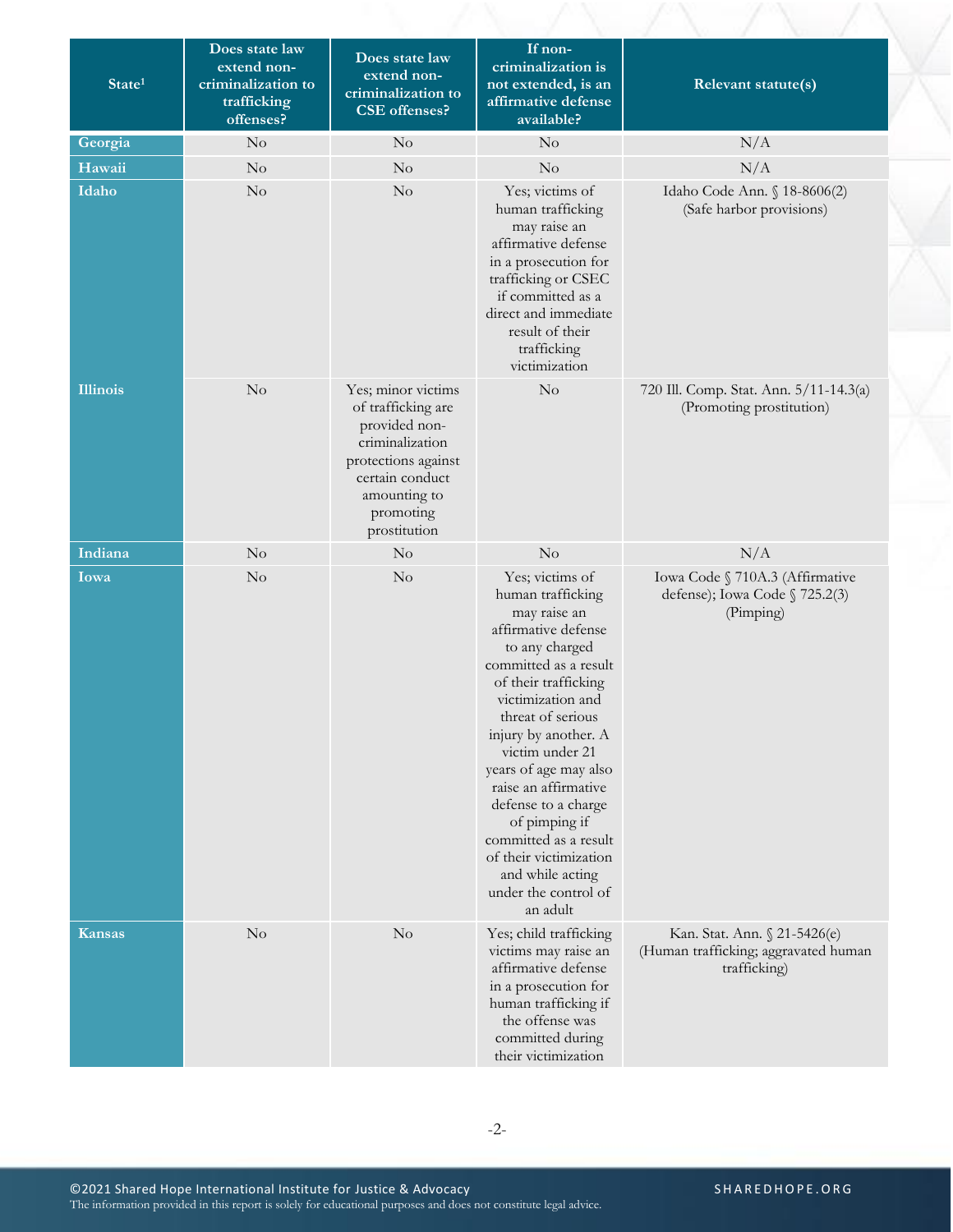| State[1] | Does state law extend non-criminalization to trafficking offenses? | Does state law extend non-criminalization to CSE offenses? | If non-criminalization is not extended, is an affirmative defense available? | Relevant statute(s) |
|---|---|---|---|---|
| Georgia | No | No | No | N/A |
| Hawaii | No | No | No | N/A |
| Idaho | No | No | Yes; victims of human trafficking may raise an affirmative defense in a prosecution for trafficking or CSEC if committed as a direct and immediate result of their trafficking victimization | Idaho Code Ann. § 18-8606(2) (Safe harbor provisions) |
| Illinois | No | Yes; minor victims of trafficking are provided non-criminalization protections against certain conduct amounting to promoting prostitution | No | 720 Ill. Comp. Stat. Ann. 5/11-14.3(a) (Promoting prostitution) |
| Indiana | No | No | No | N/A |
| Iowa | No | No | Yes; victims of human trafficking may raise an affirmative defense to any charged committed as a result of their trafficking victimization and threat of serious injury by another. A victim under 21 years of age may also raise an affirmative defense to a charge of pimping if committed as a result of their victimization and while acting under the control of an adult | Iowa Code § 710A.3 (Affirmative defense); Iowa Code § 725.2(3) (Pimping) |
| Kansas | No | No | Yes; child trafficking victims may raise an affirmative defense in a prosecution for human trafficking if the offense was committed during their victimization | Kan. Stat. Ann. § 21-5426(e) (Human trafficking; aggravated human trafficking) |

©2021 Shared Hope International Institute for Justice & Advocacy
The information provided in this report is solely for educational purposes and does not constitute legal advice.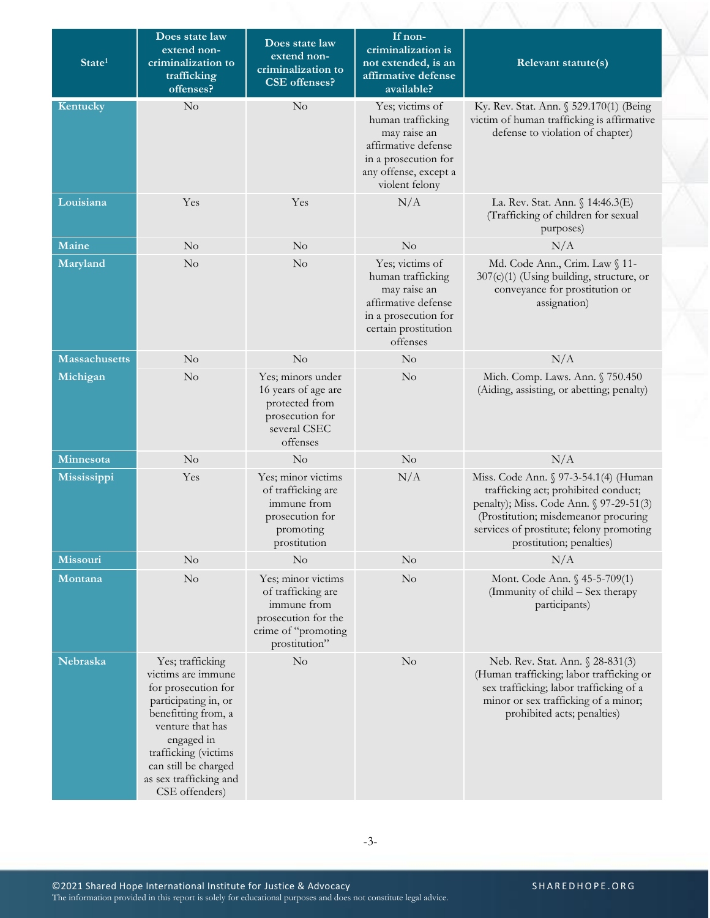| State[1] | Does state law extend non-criminalization to trafficking offenses? | Does state law extend non-criminalization to CSE offenses? | If non-criminalization is not extended, is an affirmative defense available? | Relevant statute(s) |
|---|---|---|---|---|
| Kentucky | No | No | Yes; victims of human trafficking may raise an affirmative defense in a prosecution for any offense, except a violent felony | Ky. Rev. Stat. Ann. § 529.170(1) (Being victim of human trafficking is affirmative defense to violation of chapter) |
| Louisiana | Yes | Yes | N/A | La. Rev. Stat. Ann. § 14:46.3(E) (Trafficking of children for sexual purposes) |
| Maine | No | No | No | N/A |
| Maryland | No | No | Yes; victims of human trafficking may raise an affirmative defense in a prosecution for certain prostitution offenses | Md. Code Ann., Crim. Law § 11-307(c)(1) (Using building, structure, or conveyance for prostitution or assignation) |
| Massachusetts | No | No | No | N/A |
| Michigan | No | Yes; minors under 16 years of age are protected from prosecution for several CSEC offenses | No | Mich. Comp. Laws. Ann. § 750.450 (Aiding, assisting, or abetting; penalty) |
| Minnesota | No | No | No | N/A |
| Mississippi | Yes | Yes; minor victims of trafficking are immune from prosecution for promoting prostitution | N/A | Miss. Code Ann. § 97-3-54.1(4) (Human trafficking act; prohibited conduct; penalty); Miss. Code Ann. § 97-29-51(3) (Prostitution; misdemeanor procuring services of prostitute; felony promoting prostitution; penalties) |
| Missouri | No | No | No | N/A |
| Montana | No | Yes; minor victims of trafficking are immune from prosecution for the crime of "promoting prostitution" | No | Mont. Code Ann. § 45-5-709(1) (Immunity of child – Sex therapy participants) |
| Nebraska | Yes; trafficking victims are immune for prosecution for participating in, or benefitting from, a venture that has engaged in trafficking (victims can still be charged as sex trafficking and CSE offenders) | No | No | Neb. Rev. Stat. Ann. § 28-831(3) (Human trafficking; labor trafficking or sex trafficking; labor trafficking of a minor or sex trafficking of a minor; prohibited acts; penalties) |

©2021 Shared Hope International Institute for Justice & Advocacy
The information provided in this report is solely for educational purposes and does not constitute legal advice.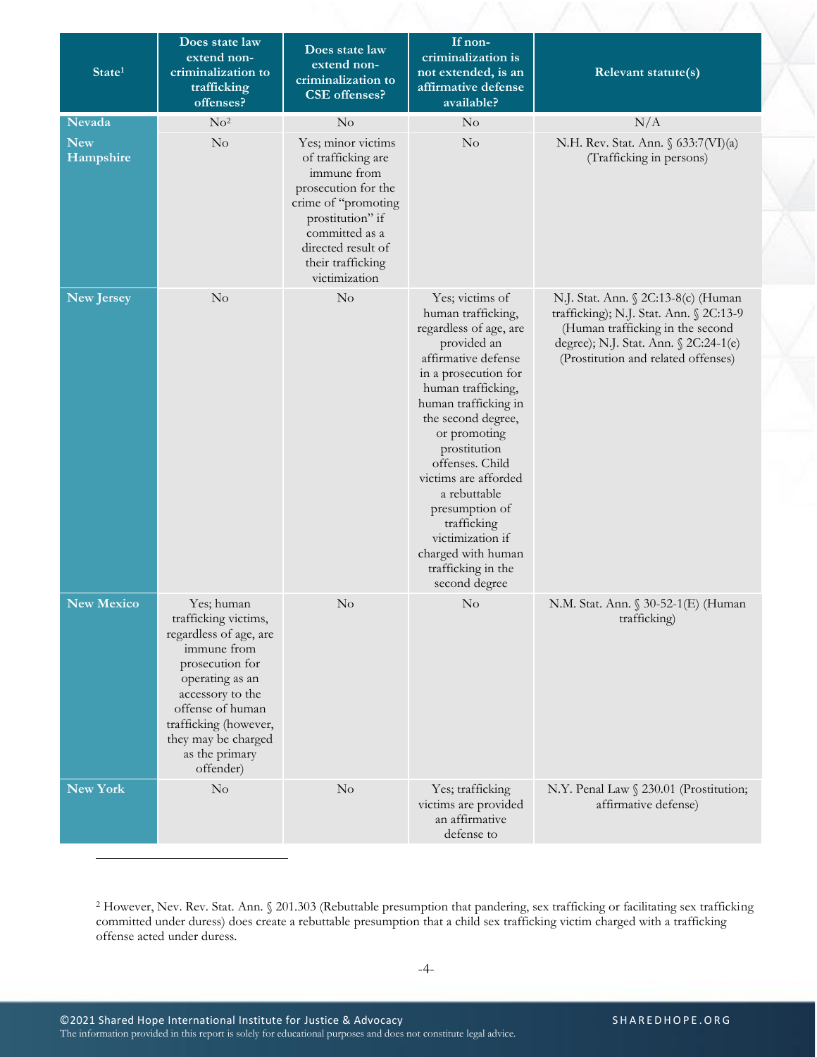| State[1] | Does state law extend non-criminalization to trafficking offenses? | Does state law extend non-criminalization to CSE offenses? | If non-criminalization is not extended, is an affirmative defense available? | Relevant statute(s) |
|---|---|---|---|---|
| **Nevada** | No[2] | No | No | N/A |
| **New Hampshire** | No | Yes; minor victims of trafficking are immune from prosecution for the crime of "promoting prostitution" if committed as a directed result of their trafficking victimization | No | N.H. Rev. Stat. Ann. § 633:7(VI)(a) (Trafficking in persons) |
| **New Jersey** | No | No | Yes; victims of human trafficking, regardless of age, are provided an affirmative defense in a prosecution for human trafficking, human trafficking in the second degree, or promoting prostitution offenses. Child victims are afforded a rebuttable presumption of trafficking victimization if charged with human trafficking in the second degree | N.J. Stat. Ann. § 2C:13-8(c) (Human trafficking); N.J. Stat. Ann. § 2C:13-9 (Human trafficking in the second degree); N.J. Stat. Ann. § 2C:24-1(e) (Prostitution and related offenses) |
| **New Mexico** | Yes; human trafficking victims, regardless of age, are immune from prosecution for operating as an accessory to the offense of human trafficking (however, they may be charged as the primary offender) | No | No | N.M. Stat. Ann. § 30-52-1(E) (Human trafficking) |
| **New York** | No | No | Yes; trafficking victims are provided an affirmative defense to | N.Y. Penal Law § 230.01 (Prostitution; affirmative defense) |

[2] However, Nev. Rev. Stat. Ann. § 201.303 (Rebuttable presumption that pandering, sex trafficking or facilitating sex trafficking committed under duress) does create a rebuttable presumption that a child sex trafficking victim charged with a trafficking offense acted under duress.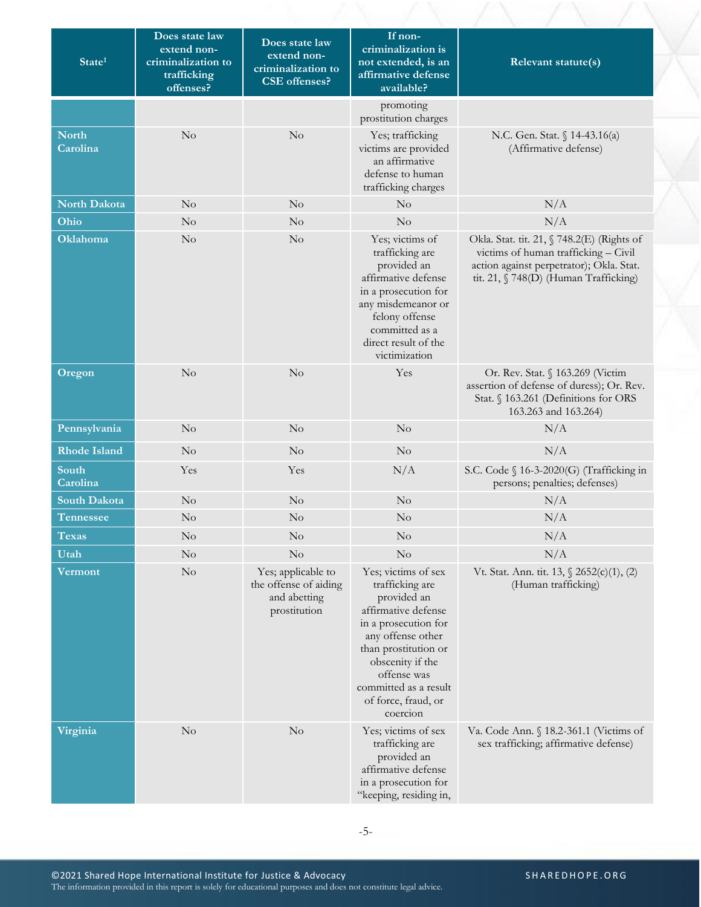| State[1] | Does state law extend non-criminalization to trafficking offenses? | Does state law extend non-criminalization to CSE offenses? | If non-criminalization is not extended, is an affirmative defense available? | Relevant statute(s) |
|---|---|---|---|---|
| | | | promoting prostitution charges | |
| North Carolina | No | No | Yes; trafficking victims are provided an affirmative defense to human trafficking charges | N.C. Gen. Stat. § 14-43.16(a) (Affirmative defense) |
| North Dakota | No | No | No | N/A |
| Ohio | No | No | No | N/A |
| Oklahoma | No | No | Yes; victims of trafficking are provided an affirmative defense in a prosecution for any misdemeanor or felony offense committed as a direct result of the victimization | Okla. Stat. tit. 21, § 748.2(E) (Rights of victims of human trafficking – Civil action against perpetrator); Okla. Stat. tit. 21, § 748(D) (Human Trafficking) |
| Oregon | No | No | Yes | Or. Rev. Stat. § 163.269 (Victim assertion of defense of duress); Or. Rev. Stat. § 163.261 (Definitions for ORS 163.263 and 163.264) |
| Pennsylvania | No | No | No | N/A |
| Rhode Island | No | No | No | N/A |
| South Carolina | Yes | Yes | N/A | S.C. Code § 16-3-2020(G) (Trafficking in persons; penalties; defenses) |
| South Dakota | No | No | No | N/A |
| Tennessee | No | No | No | N/A |
| Texas | No | No | No | N/A |
| Utah | No | No | No | N/A |
| Vermont | No | Yes; applicable to the offense of aiding and abetting prostitution | Yes; victims of sex trafficking are provided an affirmative defense in a prosecution for any offense other than prostitution or obscenity if the offense was committed as a result of force, fraud, or coercion | Vt. Stat. Ann. tit. 13, § 2652(c)(1), (2) (Human trafficking) |
| Virginia | No | No | Yes; victims of sex trafficking are provided an affirmative defense in a prosecution for "keeping, residing in, | Va. Code Ann. § 18.2-361.1 (Victims of sex trafficking; affirmative defense) |

©2021 Shared Hope International Institute for Justice & Advocacy
The information provided in this report is solely for educational purposes and does not constitute legal advice.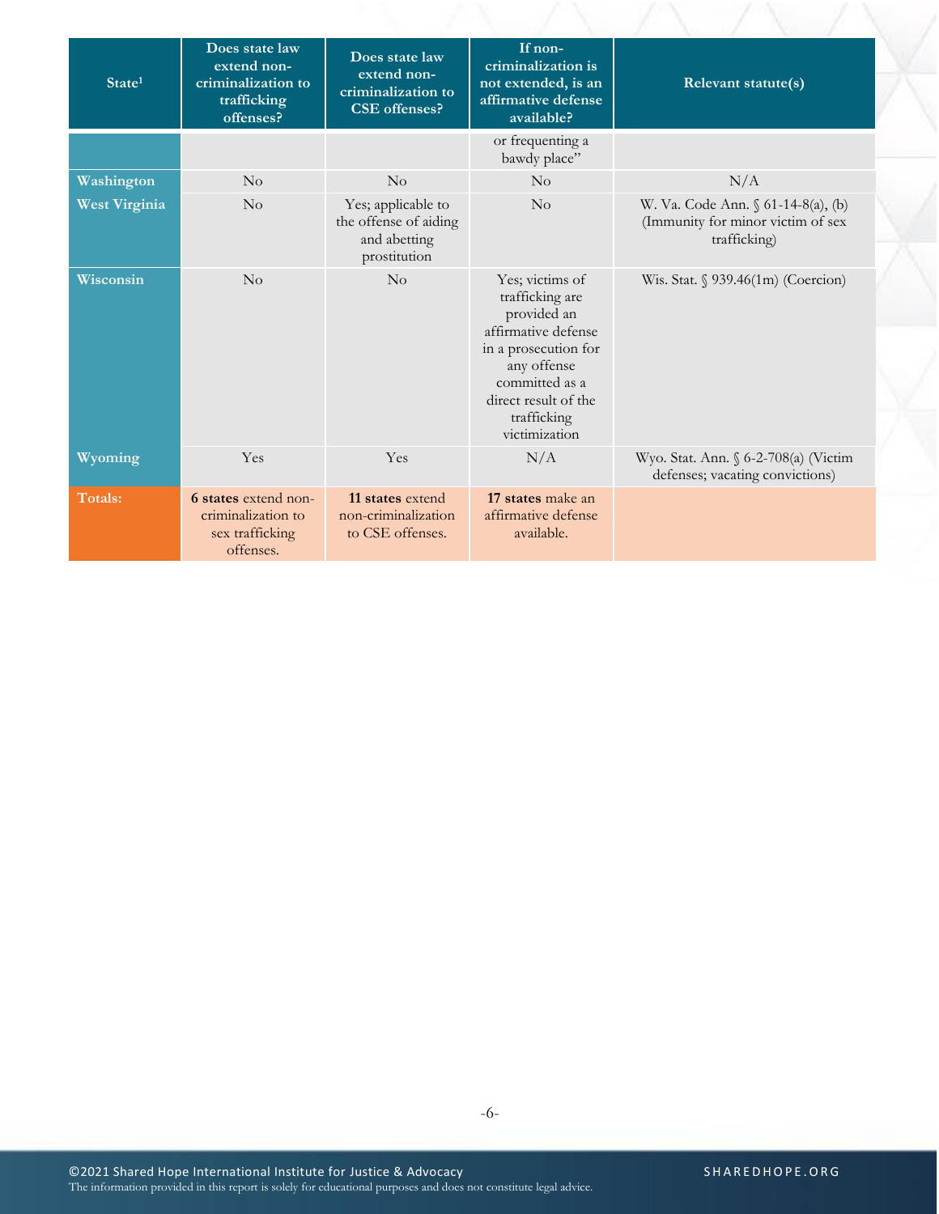| State[1] | Does state law extend non-criminalization to trafficking offenses? | Does state law extend non-criminalization to CSE offenses? | If non-criminalization is not extended, is an affirmative defense available? | Relevant statute(s) |
|---|---|---|---|---|
| | | | or frequenting a bawdy place" | |
| Washington | No | No | No | N/A |
| West Virginia | No | Yes; applicable to the offense of aiding and abetting prostitution | No | W. Va. Code Ann. § 61-14-8(a), (b) (Immunity for minor victim of sex trafficking) |
| Wisconsin | No | No | Yes; victims of trafficking are provided an affirmative defense in a prosecution for any offense committed as a direct result of the trafficking victimization | Wis. Stat. § 939.46(1m) (Coercion) |
| Wyoming | Yes | Yes | N/A | Wyo. Stat. Ann. § 6-2-708(a) (Victim defenses; vacating convictions) |
| **Totals:** | **6 states** extend non-criminalization to sex trafficking offenses. | **11 states** extend non-criminalization to CSE offenses. | **17 states** make an affirmative defense available. | |

©2021 Shared Hope International Institute for Justice & Advocacy
The information provided in this report is solely for educational purposes and does not constitute legal advice.